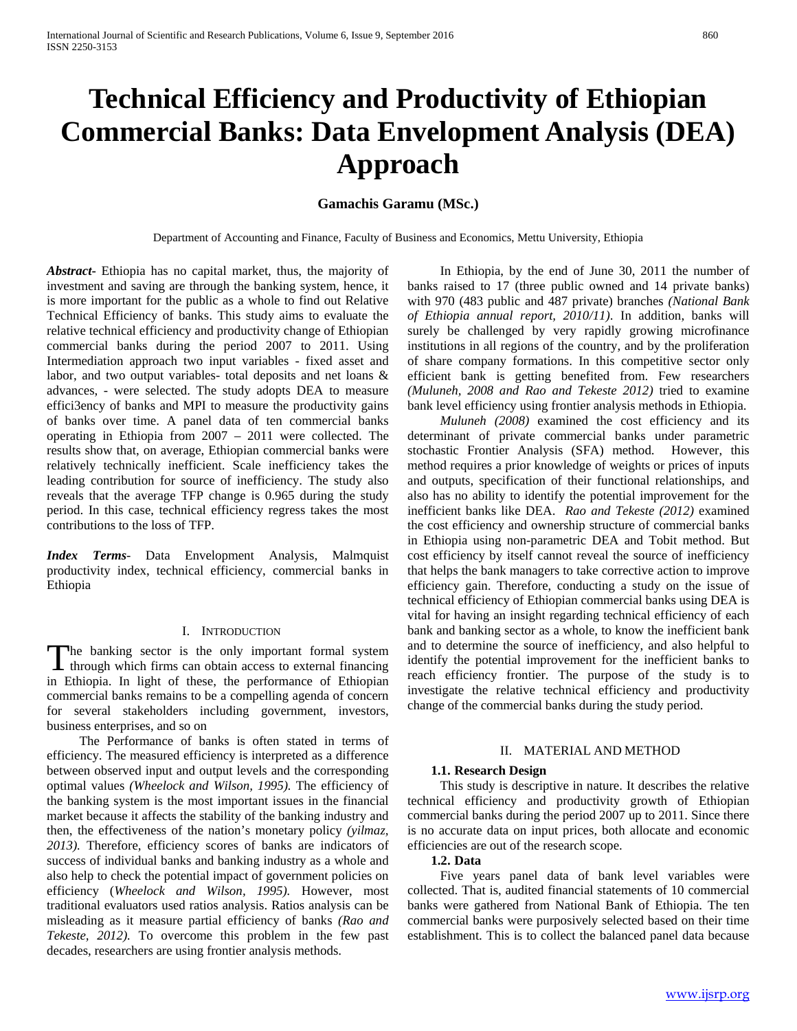# Technical Efficiency and Productivity of Ethiopian Commercial Banks: Data Envelopment Analysis (DEA) Approach

**Gamachis Garamu (MSc.)**

Department of Accounting and Finance, Faculty of Business and Economics, Mettu University, Ethiopia

***Abstract-*** Ethiopia has no capital market, thus, the majority of investment and saving are through the banking system, hence, it is more important for the public as a whole to find out Relative Technical Efficiency of banks. This study aims to evaluate the relative technical efficiency and productivity change of Ethiopian commercial banks during the period 2007 to 2011. Using Intermediation approach two input variables - fixed asset and labor, and two output variables- total deposits and net loans & advances, - were selected. The study adopts DEA to measure effici3ency of banks and MPI to measure the productivity gains of banks over time. A panel data of ten commercial banks operating in Ethiopia from 2007 – 2011 were collected. The results show that, on average, Ethiopian commercial banks were relatively technically inefficient. Scale inefficiency takes the leading contribution for source of inefficiency. The study also reveals that the average TFP change is 0.965 during the study period. In this case, technical efficiency regress takes the most contributions to the loss of TFP.

***Index Terms*-** Data Envelopment Analysis, Malmquist productivity index, technical efficiency, commercial banks in Ethiopia

## I. Introduction

The banking sector is the only important formal system through which firms can obtain access to external financing in Ethiopia. In light of these, the performance of Ethiopian commercial banks remains to be a compelling agenda of concern for several stakeholders including government, investors, business enterprises, and so on

The Performance of banks is often stated in terms of efficiency. The measured efficiency is interpreted as a difference between observed input and output levels and the corresponding optimal values *(Wheelock and Wilson, 1995).* The efficiency of the banking system is the most important issues in the financial market because it affects the stability of the banking industry and then, the effectiveness of the nation's monetary policy *(yilmaz, 2013).* Therefore, efficiency scores of banks are indicators of success of individual banks and banking industry as a whole and also help to check the potential impact of government policies on efficiency (*Wheelock and Wilson, 1995).* However, most traditional evaluators used ratios analysis. Ratios analysis can be misleading as it measure partial efficiency of banks *(Rao and Tekeste, 2012).* To overcome this problem in the few past decades, researchers are using frontier analysis methods.

In Ethiopia, by the end of June 30, 2011 the number of banks raised to 17 (three public owned and 14 private banks) with 970 (483 public and 487 private) branches *(National Bank of Ethiopia annual report, 2010/11)*. In addition, banks will surely be challenged by very rapidly growing microfinance institutions in all regions of the country, and by the proliferation of share company formations. In this competitive sector only efficient bank is getting benefited from. Few researchers *(Muluneh, 2008 and Rao and Tekeste 2012)* tried to examine bank level efficiency using frontier analysis methods in Ethiopia.

*Muluneh (2008)* examined the cost efficiency and its determinant of private commercial banks under parametric stochastic Frontier Analysis (SFA) method. However, this method requires a prior knowledge of weights or prices of inputs and outputs, specification of their functional relationships, and also has no ability to identify the potential improvement for the inefficient banks like DEA. *Rao and Tekeste (2012)* examined the cost efficiency and ownership structure of commercial banks in Ethiopia using non-parametric DEA and Tobit method. But cost efficiency by itself cannot reveal the source of inefficiency that helps the bank managers to take corrective action to improve efficiency gain. Therefore, conducting a study on the issue of technical efficiency of Ethiopian commercial banks using DEA is vital for having an insight regarding technical efficiency of each bank and banking sector as a whole, to know the inefficient bank and to determine the source of inefficiency, and also helpful to identify the potential improvement for the inefficient banks to reach efficiency frontier. The purpose of the study is to investigate the relative technical efficiency and productivity change of the commercial banks during the study period.

## II. Material and Method

### 1.1. Research Design

This study is descriptive in nature. It describes the relative technical efficiency and productivity growth of Ethiopian commercial banks during the period 2007 up to 2011. Since there is no accurate data on input prices, both allocate and economic efficiencies are out of the research scope.

### 1.2. Data

Five years panel data of bank level variables were collected. That is, audited financial statements of 10 commercial banks were gathered from National Bank of Ethiopia. The ten commercial banks were purposively selected based on their time establishment. This is to collect the balanced panel data because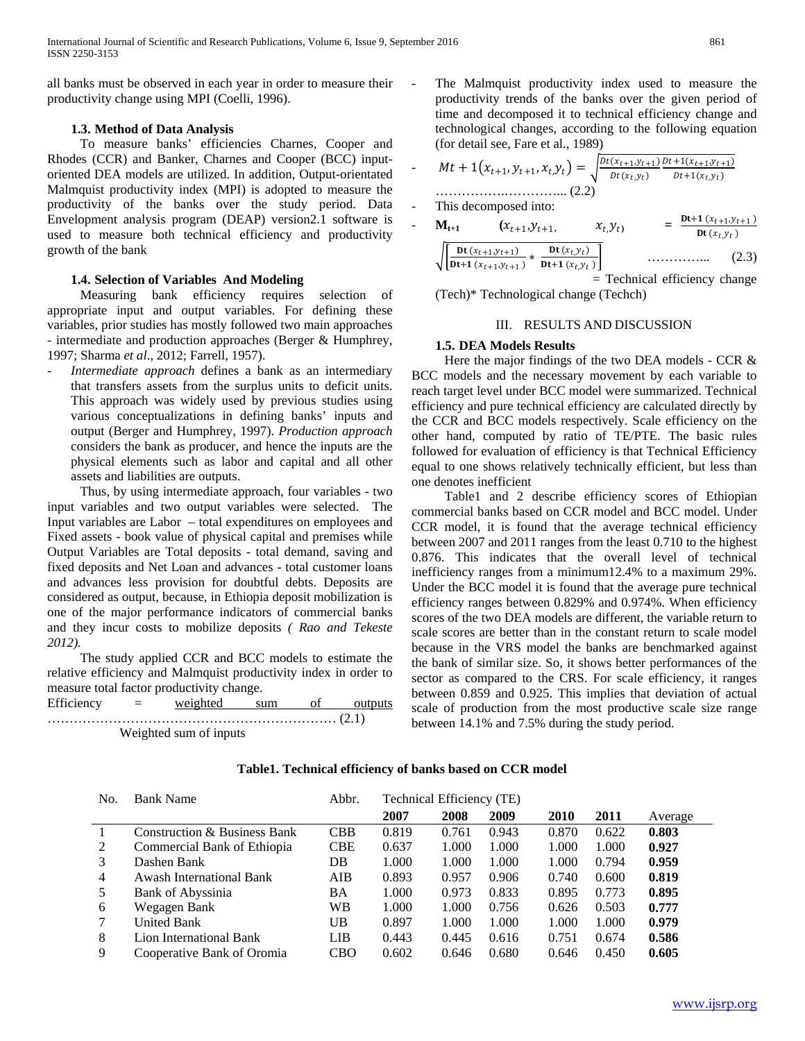all banks must be observed in each year in order to measure their productivity change using MPI (Coelli, 1996).

### 1.3. Method of Data Analysis

To measure banks' efficiencies Charnes, Cooper and Rhodes (CCR) and Banker, Charnes and Cooper (BCC) input-oriented DEA models are utilized. In addition, Output-orientated Malmquist productivity index (MPI) is adopted to measure the productivity of the banks over the study period. Data Envelopment analysis program (DEAP) version2.1 software is used to measure both technical efficiency and productivity growth of the bank

### 1.4. Selection of Variables And Modeling

Measuring bank efficiency requires selection of appropriate input and output variables. For defining these variables, prior studies has mostly followed two main approaches - intermediate and production approaches (Berger & Humphrey, 1997; Sharma *et al*., 2012; Farrell, 1957).

- *Intermediate approach* defines a bank as an intermediary that transfers assets from the surplus units to deficit units. This approach was widely used by previous studies using various conceptualizations in defining banks' inputs and output (Berger and Humphrey, 1997). *Production approach* considers the bank as producer, and hence the inputs are the physical elements such as labor and capital and all other assets and liabilities are outputs.

Thus, by using intermediate approach, four variables - two input variables and two output variables were selected. The Input variables are Labor – total expenditures on employees and Fixed assets - book value of physical capital and premises while Output Variables are Total deposits - total demand, saving and fixed deposits and Net Loan and advances - total customer loans and advances less provision for doubtful debts. Deposits are considered as output, because, in Ethiopia deposit mobilization is one of the major performance indicators of commercial banks and they incur costs to mobilize deposits *( Rao and Tekeste 2012).*

The study applied CCR and BCC models to estimate the relative efficiency and Malmquist productivity index in order to measure total factor productivity change.

$$\text{Efficiency} = \frac{\text{weighted sum of outputs}}{\text{Weighted sum of inputs}} \qquad (2.1)$$

- The Malmquist productivity index used to measure the productivity trends of the banks over the given period of time and decomposed it to technical efficiency change and technological changes, according to the following equation (for detail see, Fare et al., 1989)

$$Mt+1(x_{t+1}, y_{t+1}, x_t, y_t) = \sqrt{\frac{Dt(x_{t+1}, y_{t+1})}{Dt(x_t, y_t)} \frac{Dt+1(x_{t+1}, y_{t+1})}{Dt+1(x_t, y_t)}} \qquad (2.2)$$

- This decomposed into:

$$\mathbf{M_{t+1}} \quad (x_{t+1}, y_{t+1}, \quad x_t, y_t) = \frac{\mathbf{Dt+1}\,(x_{t+1}, y_{t+1})}{\mathbf{Dt}\,(x_t, y_t)} \sqrt{\left[\frac{\mathbf{Dt}\,(x_{t+1}, y_{t+1})}{\mathbf{Dt+1}\,(x_{t+1}, y_{t+1})} * \frac{\mathbf{Dt}\,(x_t, y_t)}{\mathbf{Dt+1}\,(x_t, y_t)}\right]} \qquad (2.3)$$

= Technical efficiency change (Tech)* Technological change (Techch)

## III. RESULTS AND DISCUSSION

### 1.5. DEA Models Results

Here the major findings of the two DEA models - CCR & BCC models and the necessary movement by each variable to reach target level under BCC model were summarized. Technical efficiency and pure technical efficiency are calculated directly by the CCR and BCC models respectively. Scale efficiency on the other hand, computed by ratio of TE/PTE. The basic rules followed for evaluation of efficiency is that Technical Efficiency equal to one shows relatively technically efficient, but less than one denotes inefficient

Table1 and 2 describe efficiency scores of Ethiopian commercial banks based on CCR model and BCC model. Under CCR model, it is found that the average technical efficiency between 2007 and 2011 ranges from the least 0.710 to the highest 0.876. This indicates that the overall level of technical inefficiency ranges from a minimum12.4% to a maximum 29%. Under the BCC model it is found that the average pure technical efficiency ranges between 0.829% and 0.974%. When efficiency scores of the two DEA models are different, the variable return to scale scores are better than in the constant return to scale model because in the VRS model the banks are benchmarked against the bank of similar size. So, it shows better performances of the sector as compared to the CRS. For scale efficiency, it ranges between 0.859 and 0.925. This implies that deviation of actual scale of production from the most productive scale size range between 14.1% and 7.5% during the study period.

**Table1. Technical efficiency of banks based on CCR model**

| No. | Bank Name | Abbr. | Technical Efficiency (TE) | | | | | |
|---|---|---|---|---|---|---|---|---|
| | | | **2007** | **2008** | **2009** | **2010** | **2011** | Average |
| 1 | Construction & Business Bank | CBB | 0.819 | 0.761 | 0.943 | 0.870 | 0.622 | **0.803** |
| 2 | Commercial Bank of Ethiopia | CBE | 0.637 | 1.000 | 1.000 | 1.000 | 1.000 | **0.927** |
| 3 | Dashen Bank | DB | 1.000 | 1.000 | 1.000 | 1.000 | 0.794 | **0.959** |
| 4 | Awash International Bank | AIB | 0.893 | 0.957 | 0.906 | 0.740 | 0.600 | **0.819** |
| 5 | Bank of Abyssinia | BA | 1.000 | 0.973 | 0.833 | 0.895 | 0.773 | **0.895** |
| 6 | Wegagen Bank | WB | 1.000 | 1.000 | 0.756 | 0.626 | 0.503 | **0.777** |
| 7 | United Bank | UB | 0.897 | 1.000 | 1.000 | 1.000 | 1.000 | **0.979** |
| 8 | Lion International Bank | LIB | 0.443 | 0.445 | 0.616 | 0.751 | 0.674 | **0.586** |
| 9 | Cooperative Bank of Oromia | CBO | 0.602 | 0.646 | 0.680 | 0.646 | 0.450 | **0.605** |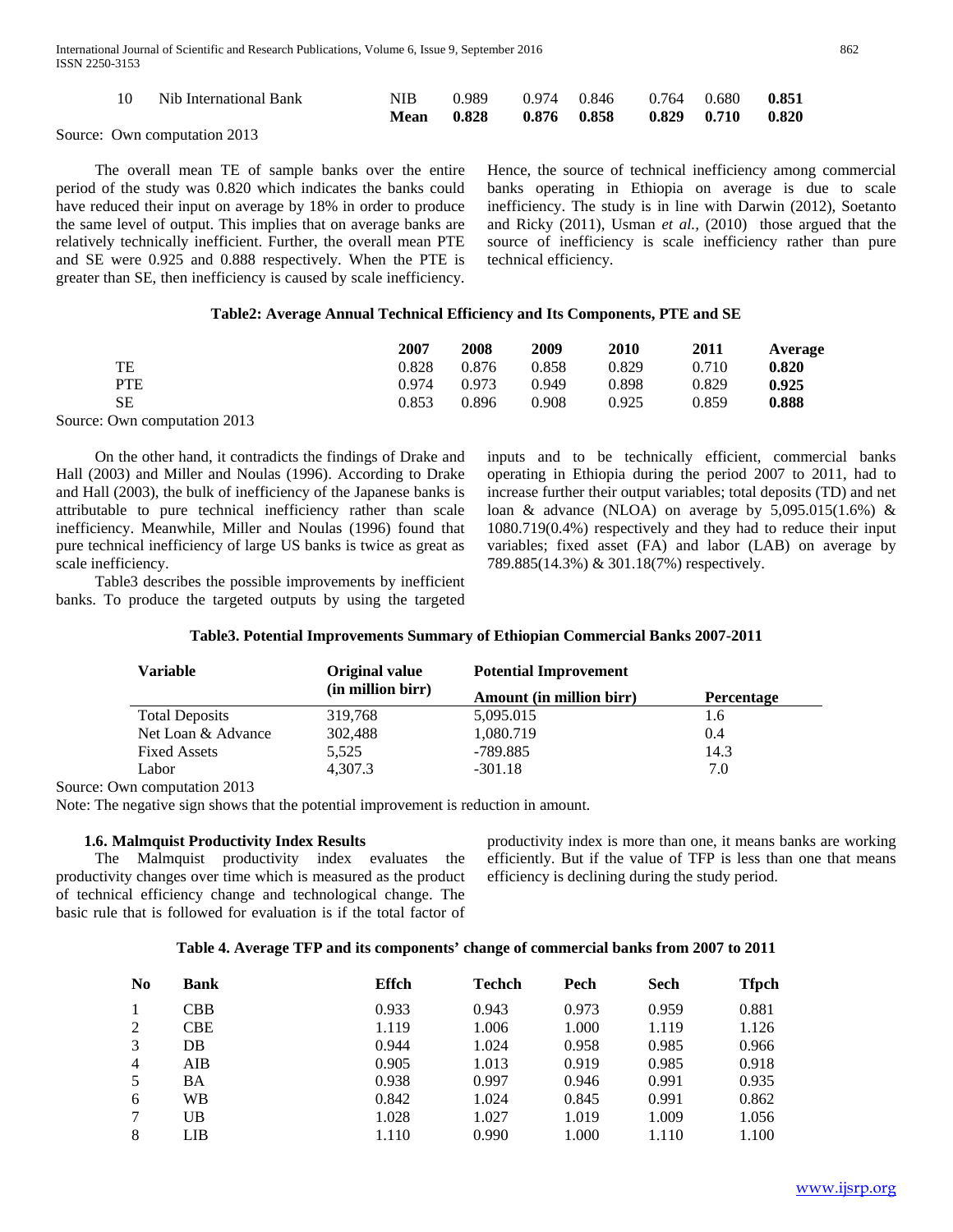| 10 | Nib International Bank | NIB | 0.989 | 0.974 | 0.846 | 0.764 | 0.680 | **0.851** |
|---|---|---|---|---|---|---|---|---|
| | | **Mean** | **0.828** | **0.876** | **0.858** | **0.829** | **0.710** | **0.820** |

Source: Own computation 2013

The overall mean TE of sample banks over the entire period of the study was 0.820 which indicates the banks could have reduced their input on average by 18% in order to produce the same level of output. This implies that on average banks are relatively technically inefficient. Further, the overall mean PTE and SE were 0.925 and 0.888 respectively. When the PTE is greater than SE, then inefficiency is caused by scale inefficiency. Hence, the source of technical inefficiency among commercial banks operating in Ethiopia on average is due to scale inefficiency. The study is in line with Darwin (2012), Soetanto and Ricky (2011), Usman *et al.,* (2010) those argued that the source of inefficiency is scale inefficiency rather than pure technical efficiency.

**Table2: Average Annual Technical Efficiency and Its Components, PTE and SE**

| | 2007 | 2008 | 2009 | 2010 | 2011 | Average |
|---|---|---|---|---|---|---|
| TE | 0.828 | 0.876 | 0.858 | 0.829 | 0.710 | **0.820** |
| PTE | 0.974 | 0.973 | 0.949 | 0.898 | 0.829 | **0.925** |
| SE | 0.853 | 0.896 | 0.908 | 0.925 | 0.859 | **0.888** |

Source: Own computation 2013

On the other hand, it contradicts the findings of Drake and Hall (2003) and Miller and Noulas (1996). According to Drake and Hall (2003), the bulk of inefficiency of the Japanese banks is attributable to pure technical inefficiency rather than scale inefficiency. Meanwhile, Miller and Noulas (1996) found that pure technical inefficiency of large US banks is twice as great as scale inefficiency.

Table3 describes the possible improvements by inefficient banks. To produce the targeted outputs by using the targeted inputs and to be technically efficient, commercial banks operating in Ethiopia during the period 2007 to 2011, had to increase further their output variables; total deposits (TD) and net loan & advance (NLOA) on average by 5,095.015(1.6%) & 1080.719(0.4%) respectively and they had to reduce their input variables; fixed asset (FA) and labor (LAB) on average by 789.885(14.3%) & 301.18(7%) respectively.

**Table3. Potential Improvements Summary of Ethiopian Commercial Banks 2007-2011**

| Variable | Original value (in million birr) | Potential Improvement | |
|---|---|---|---|
| | | Amount (in million birr) | Percentage |
| Total Deposits | 319,768 | 5,095.015 | 1.6 |
| Net Loan & Advance | 302,488 | 1,080.719 | 0.4 |
| Fixed Assets | 5,525 | -789.885 | 14.3 |
| Labor | 4,307.3 | -301.18 | 7.0 |

Source: Own computation 2013

Note: The negative sign shows that the potential improvement is reduction in amount.

### 1.6. Malmquist Productivity Index Results

The Malmquist productivity index evaluates the productivity changes over time which is measured as the product of technical efficiency change and technological change. The basic rule that is followed for evaluation is if the total factor of productivity index is more than one, it means banks are working efficiently. But if the value of TFP is less than one that means efficiency is declining during the study period.

**Table 4. Average TFP and its components' change of commercial banks from 2007 to 2011**

| No | Bank | Effch | Techch | Pech | Sech | Tfpch |
|---|---|---|---|---|---|---|
| 1 | CBB | 0.933 | 0.943 | 0.973 | 0.959 | 0.881 |
| 2 | CBE | 1.119 | 1.006 | 1.000 | 1.119 | 1.126 |
| 3 | DB | 0.944 | 1.024 | 0.958 | 0.985 | 0.966 |
| 4 | AIB | 0.905 | 1.013 | 0.919 | 0.985 | 0.918 |
| 5 | BA | 0.938 | 0.997 | 0.946 | 0.991 | 0.935 |
| 6 | WB | 0.842 | 1.024 | 0.845 | 0.991 | 0.862 |
| 7 | UB | 1.028 | 1.027 | 1.019 | 1.009 | 1.056 |
| 8 | LIB | 1.110 | 0.990 | 1.000 | 1.110 | 1.100 |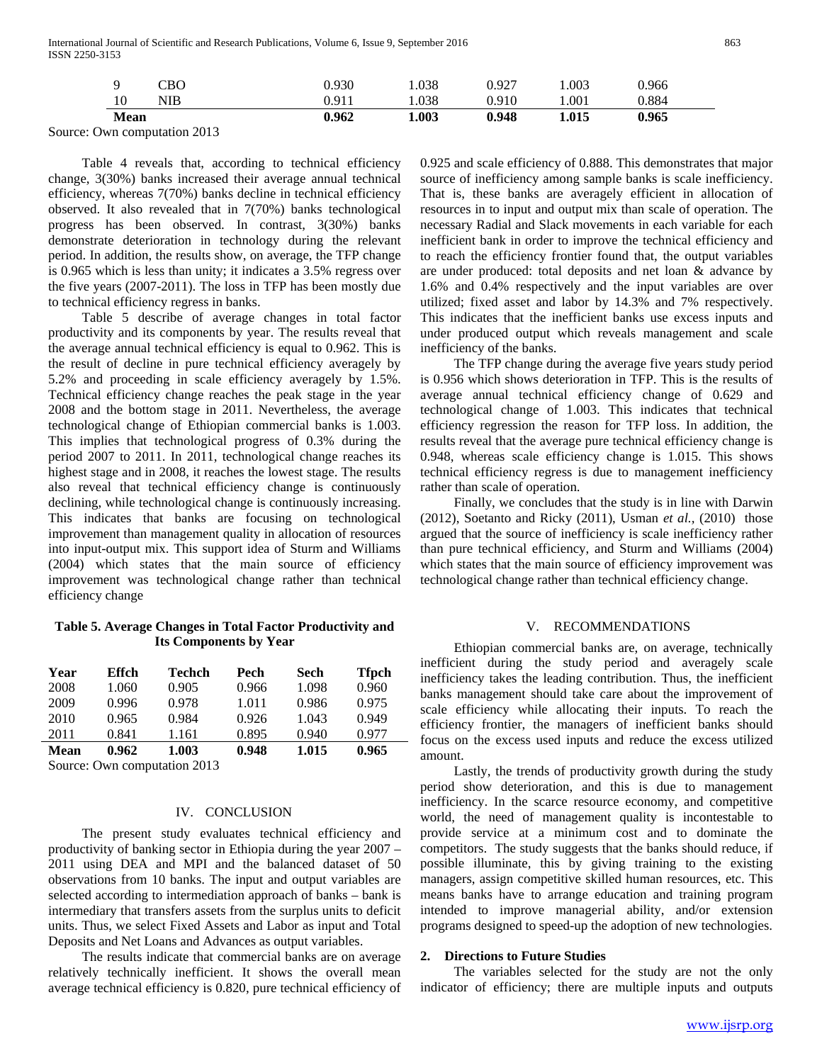| 9 | CBO | 0.930 | 1.038 | 0.927 | 1.003 | 0.966 |
|---|---|---|---|---|---|---|
| 10 | NIB | 0.911 | 1.038 | 0.910 | 1.001 | 0.884 |
| **Mean** | | **0.962** | **1.003** | **0.948** | **1.015** | **0.965** |

Source: Own computation 2013

Table 4 reveals that, according to technical efficiency change, 3(30%) banks increased their average annual technical efficiency, whereas 7(70%) banks decline in technical efficiency observed. It also revealed that in 7(70%) banks technological progress has been observed. In contrast, 3(30%) banks demonstrate deterioration in technology during the relevant period. In addition, the results show, on average, the TFP change is 0.965 which is less than unity; it indicates a 3.5% regress over the five years (2007-2011). The loss in TFP has been mostly due to technical efficiency regress in banks.

Table 5 describe of average changes in total factor productivity and its components by year. The results reveal that the average annual technical efficiency is equal to 0.962. This is the result of decline in pure technical efficiency averagely by 5.2% and proceeding in scale efficiency averagely by 1.5%. Technical efficiency change reaches the peak stage in the year 2008 and the bottom stage in 2011. Nevertheless, the average technological change of Ethiopian commercial banks is 1.003. This implies that technological progress of 0.3% during the period 2007 to 2011. In 2011, technological change reaches its highest stage and in 2008, it reaches the lowest stage. The results also reveal that technical efficiency change is continuously declining, while technological change is continuously increasing. This indicates that banks are focusing on technological improvement than management quality in allocation of resources into input-output mix. This support idea of Sturm and Williams (2004) which states that the main source of efficiency improvement was technological change rather than technical efficiency change

**Table 5. Average Changes in Total Factor Productivity and Its Components by Year**

| Year | Effch | Techch | Pech | Sech | Tfpch |
|---|---|---|---|---|---|
| 2008 | 1.060 | 0.905 | 0.966 | 1.098 | 0.960 |
| 2009 | 0.996 | 0.978 | 1.011 | 0.986 | 0.975 |
| 2010 | 0.965 | 0.984 | 0.926 | 1.043 | 0.949 |
| 2011 | 0.841 | 1.161 | 0.895 | 0.940 | 0.977 |
| **Mean** | **0.962** | **1.003** | **0.948** | **1.015** | **0.965** |

Source: Own computation 2013

## IV. CONCLUSION

The present study evaluates technical efficiency and productivity of banking sector in Ethiopia during the year 2007 – 2011 using DEA and MPI and the balanced dataset of 50 observations from 10 banks. The input and output variables are selected according to intermediation approach of banks – bank is intermediary that transfers assets from the surplus units to deficit units. Thus, we select Fixed Assets and Labor as input and Total Deposits and Net Loans and Advances as output variables.

The results indicate that commercial banks are on average relatively technically inefficient. It shows the overall mean average technical efficiency is 0.820, pure technical efficiency of 0.925 and scale efficiency of 0.888. This demonstrates that major source of inefficiency among sample banks is scale inefficiency. That is, these banks are averagely efficient in allocation of resources in to input and output mix than scale of operation. The necessary Radial and Slack movements in each variable for each inefficient bank in order to improve the technical efficiency and to reach the efficiency frontier found that, the output variables are under produced: total deposits and net loan & advance by 1.6% and 0.4% respectively and the input variables are over utilized; fixed asset and labor by 14.3% and 7% respectively. This indicates that the inefficient banks use excess inputs and under produced output which reveals management and scale inefficiency of the banks.

The TFP change during the average five years study period is 0.956 which shows deterioration in TFP. This is the results of average annual technical efficiency change of 0.629 and technological change of 1.003. This indicates that technical efficiency regression the reason for TFP loss. In addition, the results reveal that the average pure technical efficiency change is 0.948, whereas scale efficiency change is 1.015. This shows technical efficiency regress is due to management inefficiency rather than scale of operation.

Finally, we concludes that the study is in line with Darwin (2012), Soetanto and Ricky (2011), Usman *et al.,* (2010) those argued that the source of inefficiency is scale inefficiency rather than pure technical efficiency, and Sturm and Williams (2004) which states that the main source of efficiency improvement was technological change rather than technical efficiency change.

## V. RECOMMENDATIONS

Ethiopian commercial banks are, on average, technically inefficient during the study period and averagely scale inefficiency takes the leading contribution. Thus, the inefficient banks management should take care about the improvement of scale efficiency while allocating their inputs. To reach the efficiency frontier, the managers of inefficient banks should focus on the excess used inputs and reduce the excess utilized amount.

Lastly, the trends of productivity growth during the study period show deterioration, and this is due to management inefficiency. In the scarce resource economy, and competitive world, the need of management quality is incontestable to provide service at a minimum cost and to dominate the competitors. The study suggests that the banks should reduce, if possible illuminate, this by giving training to the existing managers, assign competitive skilled human resources, etc. This means banks have to arrange education and training program intended to improve managerial ability, and/or extension programs designed to speed-up the adoption of new technologies.

### 2. Directions to Future Studies

The variables selected for the study are not the only indicator of efficiency; there are multiple inputs and outputs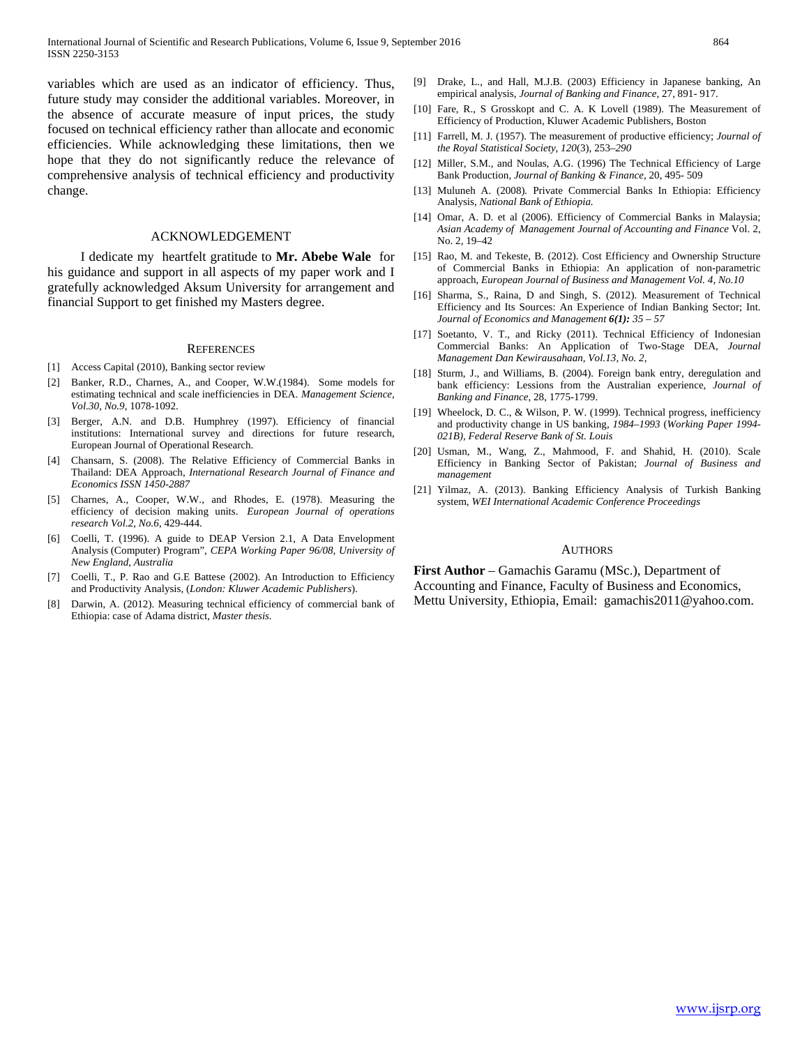variables which are used as an indicator of efficiency. Thus, future study may consider the additional variables. Moreover, in the absence of accurate measure of input prices, the study focused on technical efficiency rather than allocate and economic efficiencies. While acknowledging these limitations, then we hope that they do not significantly reduce the relevance of comprehensive analysis of technical efficiency and productivity change.

## ACKNOWLEDGEMENT

I dedicate my heartfelt gratitude to **Mr. Abebe Wale** for his guidance and support in all aspects of my paper work and I gratefully acknowledged Aksum University for arrangement and financial Support to get finished my Masters degree.

## REFERENCES

[1] Access Capital (2010), Banking sector review

[2] Banker, R.D., Charnes, A., and Cooper, W.W.(1984). Some models for estimating technical and scale inefficiencies in DEA. *Management Science, Vol.30, No.9*, 1078-1092.

[3] Berger, A.N. and D.B. Humphrey (1997). Efficiency of financial institutions: International survey and directions for future research, European Journal of Operational Research.

[4] Chansarn, S. (2008). The Relative Efficiency of Commercial Banks in Thailand: DEA Approach, *International Research Journal of Finance and Economics ISSN 1450-2887*

[5] Charnes, A., Cooper, W.W., and Rhodes, E. (1978). Measuring the efficiency of decision making units. *European Journal of operations research Vol.2, No.6*, 429-444.

[6] Coelli, T. (1996). A guide to DEAP Version 2.1, A Data Envelopment Analysis (Computer) Program", *CEPA Working Paper 96/08, University of New England, Australia*

[7] Coelli, T., P. Rao and G.E Battese (2002). An Introduction to Efficiency and Productivity Analysis, (*London: Kluwer Academic Publishers*).

[8] Darwin, A. (2012). Measuring technical efficiency of commercial bank of Ethiopia: case of Adama district, *Master thesis.*

[9] Drake, L., and Hall, M.J.B. (2003) Efficiency in Japanese banking, An empirical analysis, *Journal of Banking and Finance*, 27, 891- 917.

[10] Fare, R., S Grosskopt and C. A. K Lovell (1989). The Measurement of Efficiency of Production, Kluwer Academic Publishers, Boston

[11] Farrell, M. J. (1957). The measurement of productive efficiency; *Journal of the Royal Statistical Society, 120*(3), 253*–290*

[12] Miller, S.M., and Noulas, A.G. (1996) The Technical Efficiency of Large Bank Production, *Journal of Banking & Finance*, 20, 495- 509

[13] Muluneh A. (2008). Private Commercial Banks In Ethiopia: Efficiency Analysis, *National Bank of Ethiopia.*

[14] Omar, A. D. et al (2006). Efficiency of Commercial Banks in Malaysia; *Asian Academy of Management Journal of Accounting and Finance* Vol. 2, No. 2, 19–42

[15] Rao, M. and Tekeste, B. (2012). Cost Efficiency and Ownership Structure of Commercial Banks in Ethiopia: An application of non-parametric approach, *European Journal of Business and Management Vol. 4, No.10*

[16] Sharma, S., Raina, D and Singh, S. (2012). Measurement of Technical Efficiency and Its Sources: An Experience of Indian Banking Sector; Int. *Journal of Economics and Management **6(1)**: 35 – 57*

[17] Soetanto, V. T., and Ricky (2011). Technical Efficiency of Indonesian Commercial Banks: An Application of Two-Stage DEA, *Journal Management Dan Kewirausahaan, Vol.13, No. 2,*

[18] Sturm, J., and Williams, B. (2004). Foreign bank entry, deregulation and bank efficiency: Lessions from the Australian experience, *Journal of Banking and Finance*, 28, 1775-1799.

[19] Wheelock, D. C., & Wilson, P. W. (1999). Technical progress, inefficiency and productivity change in US banking, *1984–1993* (*Working Paper 1994-021B), Federal Reserve Bank of St. Louis*

[20] Usman, M., Wang, Z., Mahmood, F. and Shahid, H. (2010). Scale Efficiency in Banking Sector of Pakistan; *Journal of Business and management*

[21] Yilmaz, A. (2013). Banking Efficiency Analysis of Turkish Banking system, *WEI International Academic Conference Proceedings*

## AUTHORS

**First Author** – Gamachis Garamu (MSc.), Department of Accounting and Finance, Faculty of Business and Economics, Mettu University, Ethiopia, Email: gamachis2011@yahoo.com.